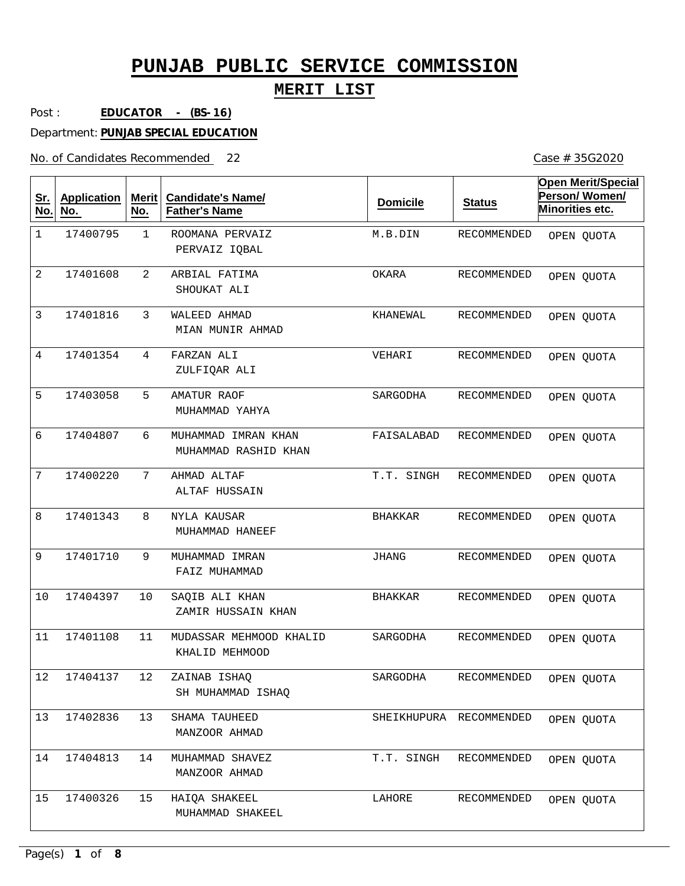# PUNJAB PUBLIC SERVICE COMMISSION

## MERIT LIST

Post : **EDUCATOR - (BS-16)**

Department: **PUNJAB SPECIAL EDUCATION**

No. of Candidates Recommended 22

Case # 35G2020

| Sr. No. | Application No. | Merit No. | Candidate's Name/ Father's Name | Domicile | Status | Open Merit/Special Person/ Women/ Minorities etc. |
|---|---|---|---|---|---|---|
| 1 | 17400795 | 1 | ROOMANA PERVAIZ<br>PERVAIZ IQBAL | M.B.DIN | RECOMMENDED | OPEN QUOTA |
| 2 | 17401608 | 2 | ARBIAL FATIMA<br>SHOUKAT ALI | OKARA | RECOMMENDED | OPEN QUOTA |
| 3 | 17401816 | 3 | WALEED AHMAD<br>MIAN MUNIR AHMAD | KHANEWAL | RECOMMENDED | OPEN QUOTA |
| 4 | 17401354 | 4 | FARZAN ALI<br>ZULFIQAR ALI | VEHARI | RECOMMENDED | OPEN QUOTA |
| 5 | 17403058 | 5 | AMATUR RAOF<br>MUHAMMAD YAHYA | SARGODHA | RECOMMENDED | OPEN QUOTA |
| 6 | 17404807 | 6 | MUHAMMAD IMRAN KHAN<br>MUHAMMAD RASHID KHAN | FAISALABAD | RECOMMENDED | OPEN QUOTA |
| 7 | 17400220 | 7 | AHMAD ALTAF<br>ALTAF HUSSAIN | T.T. SINGH | RECOMMENDED | OPEN QUOTA |
| 8 | 17401343 | 8 | NYLA KAUSAR<br>MUHAMMAD HANEEF | BHAKKAR | RECOMMENDED | OPEN QUOTA |
| 9 | 17401710 | 9 | MUHAMMAD IMRAN<br>FAIZ MUHAMMAD | JHANG | RECOMMENDED | OPEN QUOTA |
| 10 | 17404397 | 10 | SAQIB ALI KHAN<br>ZAMIR HUSSAIN KHAN | BHAKKAR | RECOMMENDED | OPEN QUOTA |
| 11 | 17401108 | 11 | MUDASSAR MEHMOOD KHALID<br>KHALID MEHMOOD | SARGODHA | RECOMMENDED | OPEN QUOTA |
| 12 | 17404137 | 12 | ZAINAB ISHAQ<br>SH MUHAMMAD ISHAQ | SARGODHA | RECOMMENDED | OPEN QUOTA |
| 13 | 17402836 | 13 | SHAMA TAUHEED<br>MANZOOR AHMAD | SHEIKHUPURA | RECOMMENDED | OPEN QUOTA |
| 14 | 17404813 | 14 | MUHAMMAD SHAVEZ<br>MANZOOR AHMAD | T.T. SINGH | RECOMMENDED | OPEN QUOTA |
| 15 | 17400326 | 15 | HAIQA SHAKEEL<br>MUHAMMAD SHAKEEL | LAHORE | RECOMMENDED | OPEN QUOTA |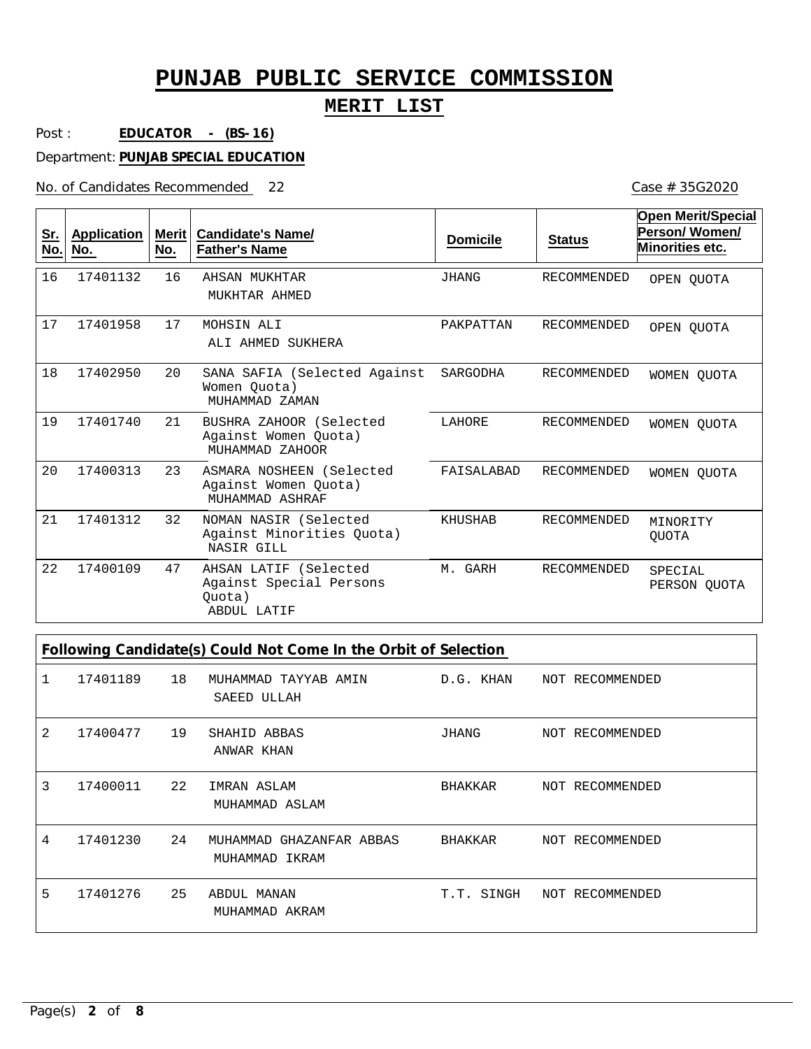# PUNJAB PUBLIC SERVICE COMMISSION

## MERIT LIST

Post : **EDUCATOR - (BS-16)**

Department: **PUNJAB SPECIAL EDUCATION**

No. of Candidates Recommended 22

Case # 35G2020

| Sr. No. | Application No. | Merit No. | Candidate's Name/ Father's Name | Domicile | Status | Open Merit/Special Person/ Women/ Minorities etc. |
|---|---|---|---|---|---|---|
| 16 | 17401132 | 16 | AHSAN MUKHTAR<br>MUKHTAR AHMED | JHANG | RECOMMENDED | OPEN QUOTA |
| 17 | 17401958 | 17 | MOHSIN ALI<br>ALI AHMED SUKHERA | PAKPATTAN | RECOMMENDED | OPEN QUOTA |
| 18 | 17402950 | 20 | SANA SAFIA (Selected Against Women Quota)<br>MUHAMMAD ZAMAN | SARGODHA | RECOMMENDED | WOMEN QUOTA |
| 19 | 17401740 | 21 | BUSHRA ZAHOOR (Selected Against Women Quota)<br>MUHAMMAD ZAHOOR | LAHORE | RECOMMENDED | WOMEN QUOTA |
| 20 | 17400313 | 23 | ASMARA NOSHEEN (Selected Against Women Quota)<br>MUHAMMAD ASHRAF | FAISALABAD | RECOMMENDED | WOMEN QUOTA |
| 21 | 17401312 | 32 | NOMAN NASIR (Selected Against Minorities Quota)<br>NASIR GILL | KHUSHAB | RECOMMENDED | MINORITY QUOTA |
| 22 | 17400109 | 47 | AHSAN LATIF (Selected Against Special Persons Quota)<br>ABDUL LATIF | M. GARH | RECOMMENDED | SPECIAL PERSON QUOTA |

**Following Candidate(s) Could Not Come In the Orbit of Selection**

| | | | | | |
|---|---|---|---|---|---|
| 1 | 17401189 | 18 | MUHAMMAD TAYYAB AMIN<br>SAEED ULLAH | D.G. KHAN | NOT RECOMMENDED |
| 2 | 17400477 | 19 | SHAHID ABBAS<br>ANWAR KHAN | JHANG | NOT RECOMMENDED |
| 3 | 17400011 | 22 | IMRAN ASLAM<br>MUHAMMAD ASLAM | BHAKKAR | NOT RECOMMENDED |
| 4 | 17401230 | 24 | MUHAMMAD GHAZANFAR ABBAS<br>MUHAMMAD IKRAM | BHAKKAR | NOT RECOMMENDED |
| 5 | 17401276 | 25 | ABDUL MANAN<br>MUHAMMAD AKRAM | T.T. SINGH | NOT RECOMMENDED |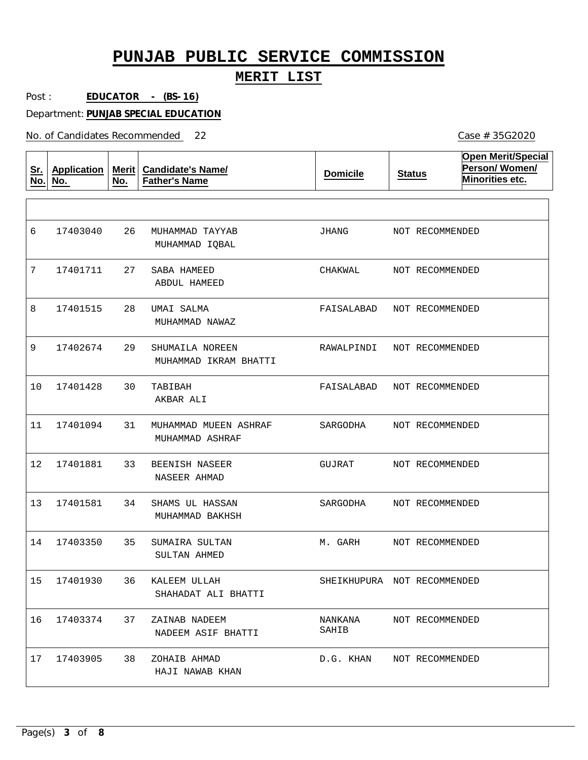# PUNJAB PUBLIC SERVICE COMMISSION

## MERIT LIST

Post : **EDUCATOR - (BS-16)**

Department: **PUNJAB SPECIAL EDUCATION**

No. of Candidates Recommended 22

Case # 35G2020

| Sr. No. | Application No. | Merit No. | Candidate's Name/ Father's Name | Domicile | Status | Open Merit/Special Person/ Women/ Minorities etc. |
|---|---|---|---|---|---|---|
| 6 | 17403040 | 26 | MUHAMMAD TAYYAB<br>MUHAMMAD IQBAL | JHANG | NOT RECOMMENDED | |
| 7 | 17401711 | 27 | SABA HAMEED<br>ABDUL HAMEED | CHAKWAL | NOT RECOMMENDED | |
| 8 | 17401515 | 28 | UMAI SALMA<br>MUHAMMAD NAWAZ | FAISALABAD | NOT RECOMMENDED | |
| 9 | 17402674 | 29 | SHUMAILA NOREEN<br>MUHAMMAD IKRAM BHATTI | RAWALPINDI | NOT RECOMMENDED | |
| 10 | 17401428 | 30 | TABIBAH<br>AKBAR ALI | FAISALABAD | NOT RECOMMENDED | |
| 11 | 17401094 | 31 | MUHAMMAD MUEEN ASHRAF<br>MUHAMMAD ASHRAF | SARGODHA | NOT RECOMMENDED | |
| 12 | 17401881 | 33 | BEENISH NASEER<br>NASEER AHMAD | GUJRAT | NOT RECOMMENDED | |
| 13 | 17401581 | 34 | SHAMS UL HASSAN<br>MUHAMMAD BAKHSH | SARGODHA | NOT RECOMMENDED | |
| 14 | 17403350 | 35 | SUMAIRA SULTAN<br>SULTAN AHMED | M. GARH | NOT RECOMMENDED | |
| 15 | 17401930 | 36 | KALEEM ULLAH<br>SHAHADAT ALI BHATTI | SHEIKHUPURA | NOT RECOMMENDED | |
| 16 | 17403374 | 37 | ZAINAB NADEEM<br>NADEEM ASIF BHATTI | NANKANA SAHIB | NOT RECOMMENDED | |
| 17 | 17403905 | 38 | ZOHAIB AHMAD<br>HAJI NAWAB KHAN | D.G. KHAN | NOT RECOMMENDED | |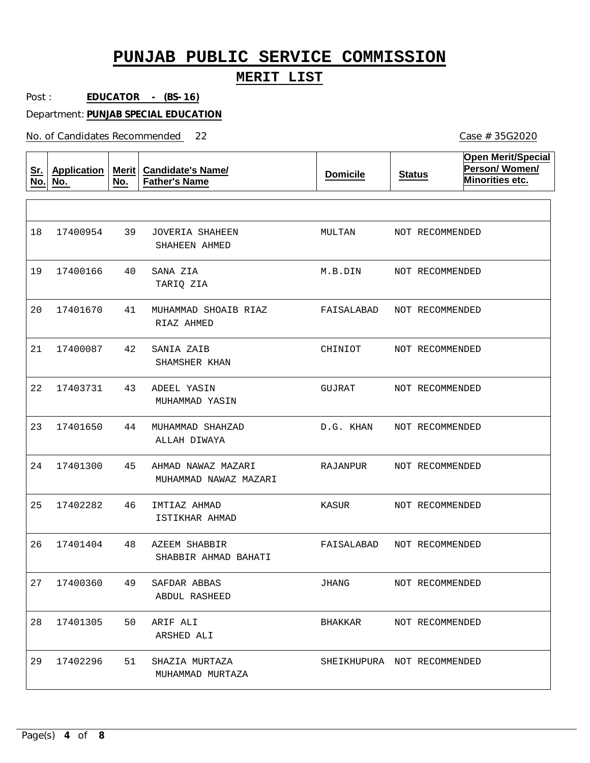# PUNJAB PUBLIC SERVICE COMMISSION

## MERIT LIST

Post : **EDUCATOR - (BS-16)**

Department: **PUNJAB SPECIAL EDUCATION**

No. of Candidates Recommended 22

Case # 35G2020

| Sr. No. | Application No. | Merit No. | Candidate's Name/ Father's Name | Domicile | Status | Open Merit/Special Person/ Women/ Minorities etc. |
|---|---|---|---|---|---|---|
| 18 | 17400954 | 39 | JOVERIA SHAHEEN<br>SHAHEEN AHMED | MULTAN | NOT RECOMMENDED | |
| 19 | 17400166 | 40 | SANA ZIA<br>TARIQ ZIA | M.B.DIN | NOT RECOMMENDED | |
| 20 | 17401670 | 41 | MUHAMMAD SHOAIB RIAZ<br>RIAZ AHMED | FAISALABAD | NOT RECOMMENDED | |
| 21 | 17400087 | 42 | SANIA ZAIB<br>SHAMSHER KHAN | CHINIOT | NOT RECOMMENDED | |
| 22 | 17403731 | 43 | ADEEL YASIN<br>MUHAMMAD YASIN | GUJRAT | NOT RECOMMENDED | |
| 23 | 17401650 | 44 | MUHAMMAD SHAHZAD<br>ALLAH DIWAYA | D.G. KHAN | NOT RECOMMENDED | |
| 24 | 17401300 | 45 | AHMAD NAWAZ MAZARI<br>MUHAMMAD NAWAZ MAZARI | RAJANPUR | NOT RECOMMENDED | |
| 25 | 17402282 | 46 | IMTIAZ AHMAD<br>ISTIKHAR AHMAD | KASUR | NOT RECOMMENDED | |
| 26 | 17401404 | 48 | AZEEM SHABBIR<br>SHABBIR AHMAD BAHATI | FAISALABAD | NOT RECOMMENDED | |
| 27 | 17400360 | 49 | SAFDAR ABBAS<br>ABDUL RASHEED | JHANG | NOT RECOMMENDED | |
| 28 | 17401305 | 50 | ARIF ALI<br>ARSHED ALI | BHAKKAR | NOT RECOMMENDED | |
| 29 | 17402296 | 51 | SHAZIA MURTAZA<br>MUHAMMAD MURTAZA | SHEIKHUPURA | NOT RECOMMENDED | |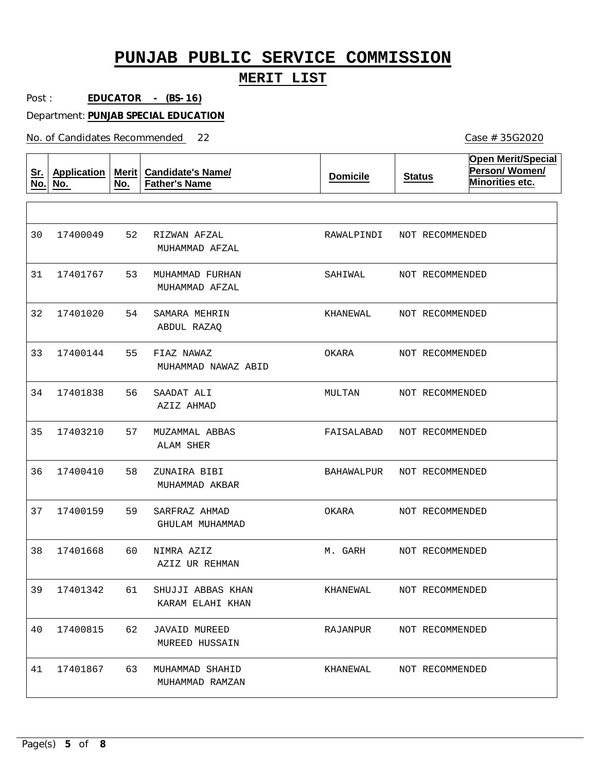# PUNJAB PUBLIC SERVICE COMMISSION

## MERIT LIST

Post : **EDUCATOR - (BS-16)**

Department: **PUNJAB SPECIAL EDUCATION**

No. of Candidates Recommended 22

Case # 35G2020

| Sr. No. | Application No. | Merit No. | Candidate's Name/ Father's Name | Domicile | Status | Open Merit/Special Person/ Women/ Minorities etc. |
|---|---|---|---|---|---|---|
| 30 | 17400049 | 52 | RIZWAN AFZAL<br>MUHAMMAD AFZAL | RAWALPINDI | NOT RECOMMENDED | |
| 31 | 17401767 | 53 | MUHAMMAD FURHAN<br>MUHAMMAD AFZAL | SAHIWAL | NOT RECOMMENDED | |
| 32 | 17401020 | 54 | SAMARA MEHRIN<br>ABDUL RAZAQ | KHANEWAL | NOT RECOMMENDED | |
| 33 | 17400144 | 55 | FIAZ NAWAZ<br>MUHAMMAD NAWAZ ABID | OKARA | NOT RECOMMENDED | |
| 34 | 17401838 | 56 | SAADAT ALI<br>AZIZ AHMAD | MULTAN | NOT RECOMMENDED | |
| 35 | 17403210 | 57 | MUZAMMAL ABBAS<br>ALAM SHER | FAISALABAD | NOT RECOMMENDED | |
| 36 | 17400410 | 58 | ZUNAIRA BIBI<br>MUHAMMAD AKBAR | BAHAWALPUR | NOT RECOMMENDED | |
| 37 | 17400159 | 59 | SARFRAZ AHMAD<br>GHULAM MUHAMMAD | OKARA | NOT RECOMMENDED | |
| 38 | 17401668 | 60 | NIMRA AZIZ<br>AZIZ UR REHMAN | M. GARH | NOT RECOMMENDED | |
| 39 | 17401342 | 61 | SHUJJI ABBAS KHAN<br>KARAM ELAHI KHAN | KHANEWAL | NOT RECOMMENDED | |
| 40 | 17400815 | 62 | JAVAID MUREED<br>MUREED HUSSAIN | RAJANPUR | NOT RECOMMENDED | |
| 41 | 17401867 | 63 | MUHAMMAD SHAHID<br>MUHAMMAD RAMZAN | KHANEWAL | NOT RECOMMENDED | |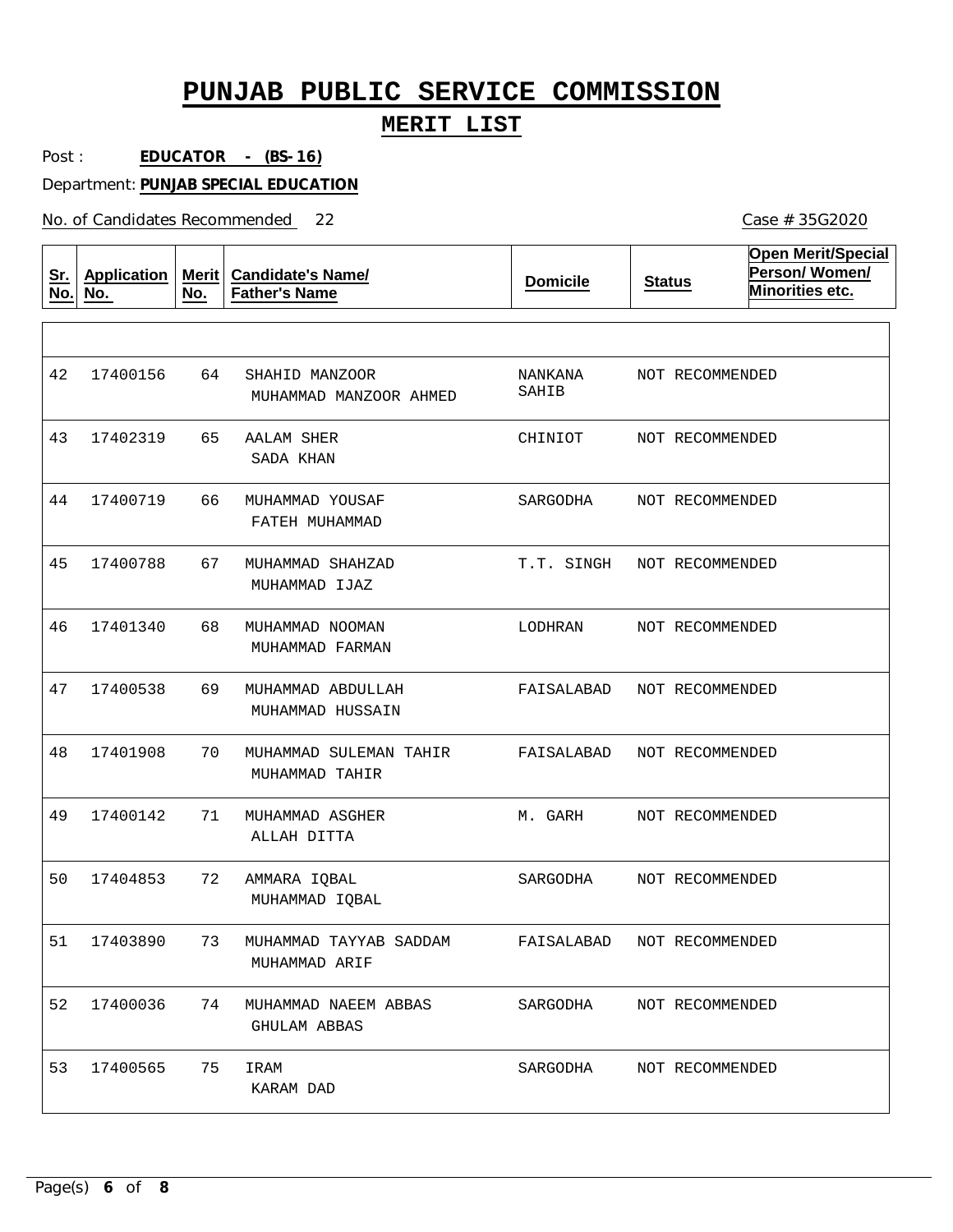# PUNJAB PUBLIC SERVICE COMMISSION

## MERIT LIST

Post : **EDUCATOR - (BS-16)**

Department: **PUNJAB SPECIAL EDUCATION**

No. of Candidates Recommended 22

Case # 35G2020

| Sr. No. | Application No. | Merit No. | Candidate's Name/ Father's Name | Domicile | Status | Open Merit/Special Person/ Women/ Minorities etc. |
|---|---|---|---|---|---|---|
| 42 | 17400156 | 64 | SHAHID MANZOOR<br>MUHAMMAD MANZOOR AHMED | NANKANA SAHIB | NOT RECOMMENDED | |
| 43 | 17402319 | 65 | AALAM SHER<br>SADA KHAN | CHINIOT | NOT RECOMMENDED | |
| 44 | 17400719 | 66 | MUHAMMAD YOUSAF<br>FATEH MUHAMMAD | SARGODHA | NOT RECOMMENDED | |
| 45 | 17400788 | 67 | MUHAMMAD SHAHZAD<br>MUHAMMAD IJAZ | T.T. SINGH | NOT RECOMMENDED | |
| 46 | 17401340 | 68 | MUHAMMAD NOOMAN<br>MUHAMMAD FARMAN | LODHRAN | NOT RECOMMENDED | |
| 47 | 17400538 | 69 | MUHAMMAD ABDULLAH<br>MUHAMMAD HUSSAIN | FAISALABAD | NOT RECOMMENDED | |
| 48 | 17401908 | 70 | MUHAMMAD SULEMAN TAHIR<br>MUHAMMAD TAHIR | FAISALABAD | NOT RECOMMENDED | |
| 49 | 17400142 | 71 | MUHAMMAD ASGHER<br>ALLAH DITTA | M. GARH | NOT RECOMMENDED | |
| 50 | 17404853 | 72 | AMMARA IQBAL<br>MUHAMMAD IQBAL | SARGODHA | NOT RECOMMENDED | |
| 51 | 17403890 | 73 | MUHAMMAD TAYYAB SADDAM<br>MUHAMMAD ARIF | FAISALABAD | NOT RECOMMENDED | |
| 52 | 17400036 | 74 | MUHAMMAD NAEEM ABBAS<br>GHULAM ABBAS | SARGODHA | NOT RECOMMENDED | |
| 53 | 17400565 | 75 | IRAM<br>KARAM DAD | SARGODHA | NOT RECOMMENDED | |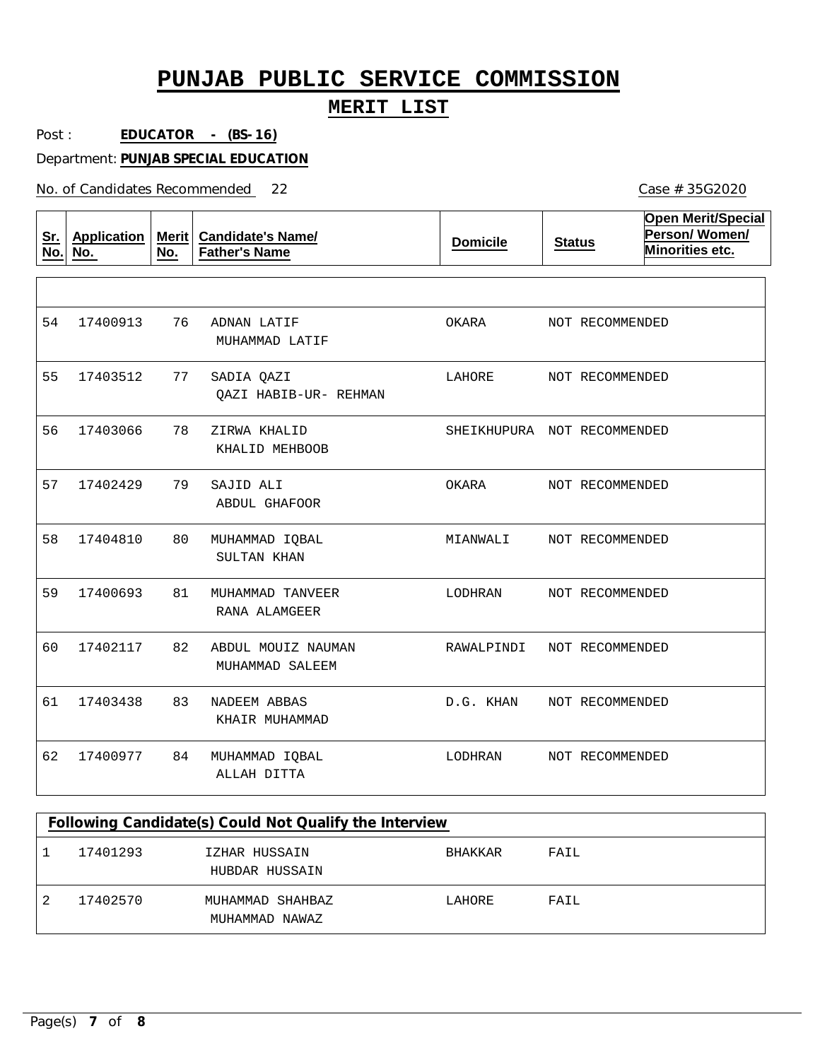# PUNJAB PUBLIC SERVICE COMMISSION

## MERIT LIST

Post : **EDUCATOR - (BS-16)**

Department: **PUNJAB SPECIAL EDUCATION**

No. of Candidates Recommended 22

Case # 35G2020

| Sr. No. | Application No. | Merit No. | Candidate's Name/ Father's Name | Domicile | Status | Open Merit/Special Person/ Women/ Minorities etc. |
|---|---|---|---|---|---|---|
| 54 | 17400913 | 76 | ADNAN LATIF<br>MUHAMMAD LATIF | OKARA | NOT RECOMMENDED | |
| 55 | 17403512 | 77 | SADIA QAZI<br>QAZI HABIB-UR- REHMAN | LAHORE | NOT RECOMMENDED | |
| 56 | 17403066 | 78 | ZIRWA KHALID<br>KHALID MEHBOOB | SHEIKHUPURA | NOT RECOMMENDED | |
| 57 | 17402429 | 79 | SAJID ALI<br>ABDUL GHAFOOR | OKARA | NOT RECOMMENDED | |
| 58 | 17404810 | 80 | MUHAMMAD IQBAL<br>SULTAN KHAN | MIANWALI | NOT RECOMMENDED | |
| 59 | 17400693 | 81 | MUHAMMAD TANVEER<br>RANA ALAMGEER | LODHRAN | NOT RECOMMENDED | |
| 60 | 17402117 | 82 | ABDUL MOUIZ NAUMAN<br>MUHAMMAD SALEEM | RAWALPINDI | NOT RECOMMENDED | |
| 61 | 17403438 | 83 | NADEEM ABBAS<br>KHAIR MUHAMMAD | D.G. KHAN | NOT RECOMMENDED | |
| 62 | 17400977 | 84 | MUHAMMAD IQBAL<br>ALLAH DITTA | LODHRAN | NOT RECOMMENDED | |

**Following Candidate(s) Could Not Qualify the Interview**

| | | | | |
|---|---|---|---|---|
| 1 | 17401293 | IZHAR HUSSAIN<br>HUBDAR HUSSAIN | BHAKKAR | FAIL |
| 2 | 17402570 | MUHAMMAD SHAHBAZ<br>MUHAMMAD NAWAZ | LAHORE | FAIL |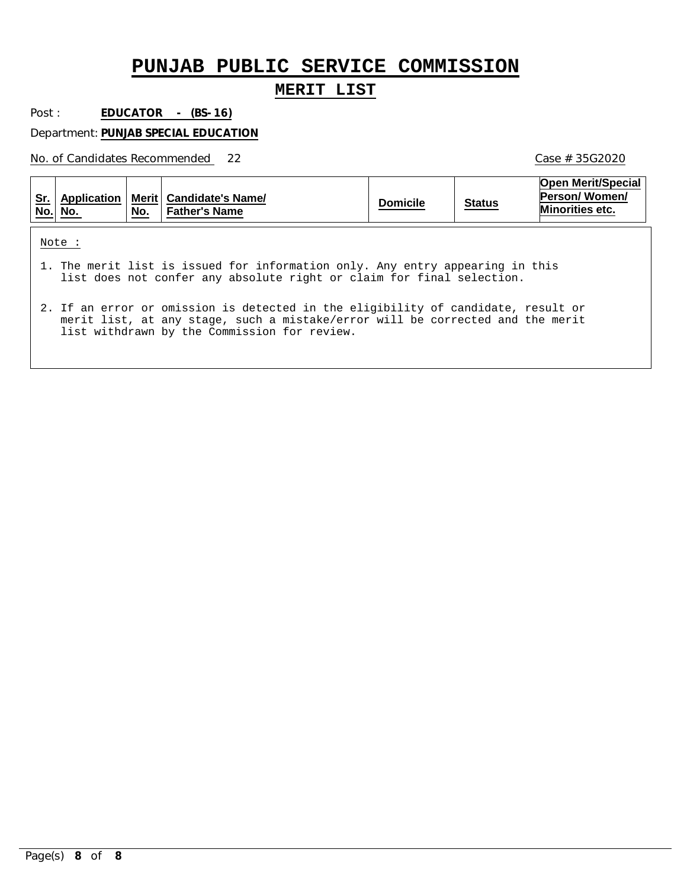# PUNJAB PUBLIC SERVICE COMMISSION

## MERIT LIST

Post : **EDUCATOR - (BS-16)**

Department: **PUNJAB SPECIAL EDUCATION**

No. of Candidates Recommended 22

Case # 35G2020

| Sr. No. | Application No. | Merit No. | Candidate's Name/ Father's Name | Domicile | Status | Open Merit/Special Person/ Women/ Minorities etc. |
|---|---|---|---|---|---|---|

Note :

1. The merit list is issued for information only. Any entry appearing in this list does not confer any absolute right or claim for final selection.

2. If an error or omission is detected in the eligibility of candidate, result or merit list, at any stage, such a mistake/error will be corrected and the merit list withdrawn by the Commission for review.